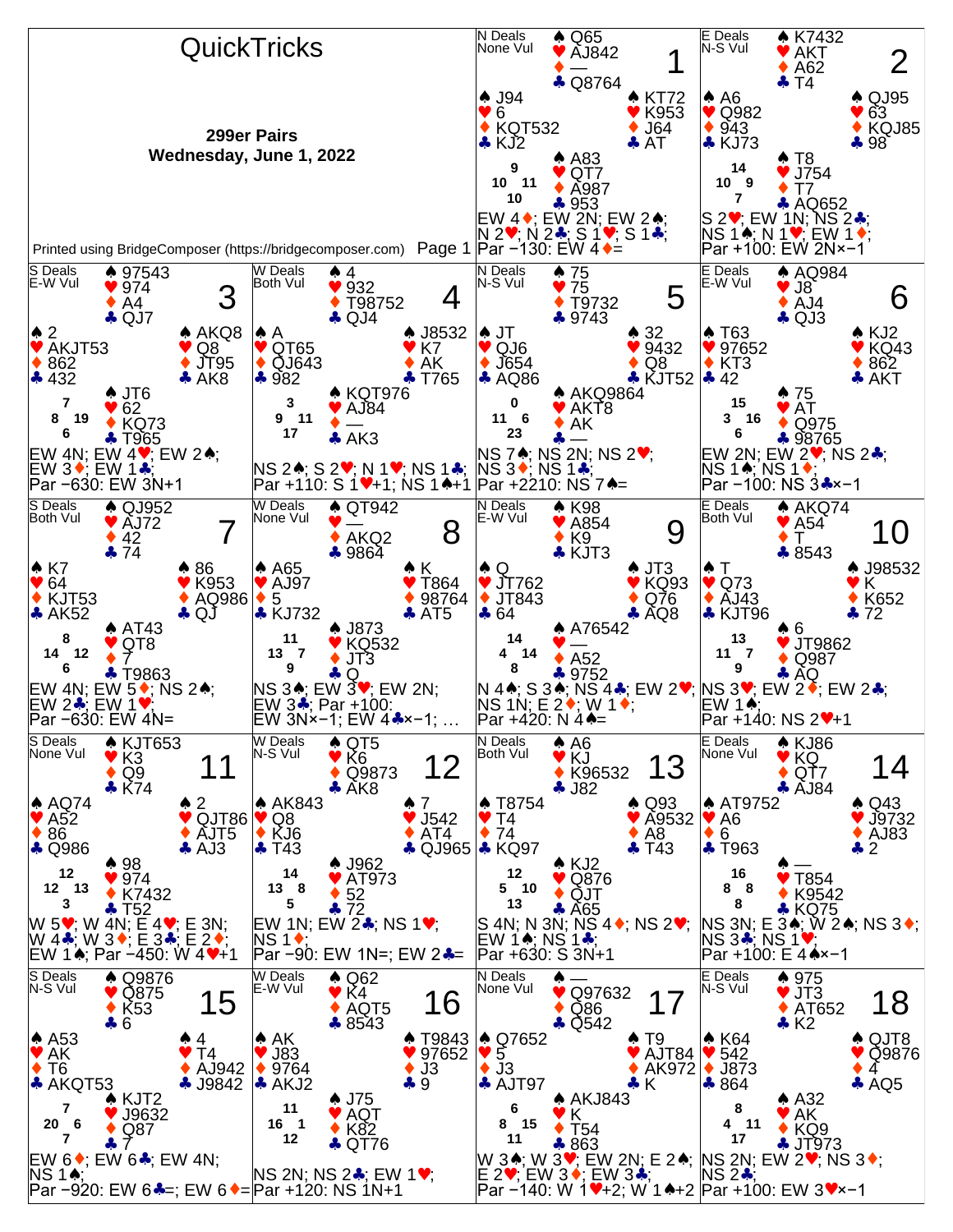# QuickTricks

**299er Pairs**
**Wednesday, June 1, 2022**

Printed using BridgeComposer (https://bridgecomposer.com)

## Board 1
N Deals, None Vul

North: ♠ Q65 ♥ AJ842 ♦ — ♣ Q8764
West: ♠ J94 ♥ 6 ♦ KQT532 ♣ KJ2
East: ♠ KT72 ♥ K953 ♦ J64 ♣ AT
South: ♠ A83 ♥ QT7 ♦ A987 ♣ 953

HCP: N 9, W 10, E 11, S 10

EW 4♦; EW 2N; EW 2♠; N 2♥; N 2♣; S 1♥; S 1♣;
Par −130: EW 4♦=

## Board 2
E Deals, N-S Vul

North: ♠ K7432 ♥ AKT ♦ A62 ♣ T4
West: ♠ A6 ♥ Q982 ♦ 943 ♣ KJ73
East: ♠ QJ95 ♥ 63 ♦ KQJ85 ♣ 98
South: ♠ T8 ♥ J754 ♦ T7 ♣ AQ652

HCP: N 14, W 10, E 9, S 7

S 2♥; EW 1N; NS 2♣; NS 1♠; N 1♥; EW 1♦;
Par +100: EW 2N×−1

## Board 3
S Deals, E-W Vul

North: ♠ 97543 ♥ 974 ♦ A4 ♣ QJ7
West: ♠ 2 ♥ AKJT53 ♦ 862 ♣ 432
East: ♠ AKQ8 ♥ Q8 ♦ JT95 ♣ AK8
South: ♠ JT6 ♥ 62 ♦ KQ73 ♣ T965

HCP: N 7, W 8, E 19, S 6

EW 4N; EW 4♥; EW 2♠; EW 3♦; EW 1♣;
Par −630: EW 3N+1

## Board 4
W Deals, Both Vul

North: ♠ 4 ♥ 932 ♦ T98752 ♣ QJ4
West: ♠ A ♥ QT65 ♦ QJ643 ♣ 982
East: ♠ J8532 ♥ K7 ♦ AK ♣ T765
South: ♠ KQT976 ♥ AJ84 ♦ — ♣ AK3

HCP: N 3, W 9, E 11, S 17

NS 2♠; S 2♥; N 1♥; NS 1♣;
Par +110: S 1♥+1; NS 1♠+1

## Board 5
N Deals, N-S Vul

North: ♠ 75 ♥ 75 ♦ T9732 ♣ 9743
West: ♠ JT ♥ QJ6 ♦ J654 ♣ AQ86
East: ♠ 32 ♥ 9432 ♦ Q8 ♣ KJT52
South: ♠ AKQ9864 ♥ AKT8 ♦ AK ♣ —

HCP: N 0, W 11, E 6, S 23

NS 7♠; NS 2N; NS 2♥; NS 3♦; NS 1♣;
Par +2210: NS 7♠=

## Board 6
E Deals, E-W Vul

North: ♠ AQ984 ♥ J8 ♦ AJ4 ♣ QJ3
West: ♠ T63 ♥ 97652 ♦ KT3 ♣ 42
East: ♠ KJ2 ♥ KQ43 ♦ 862 ♣ AKT
South: ♠ 75 ♥ AT ♦ Q975 ♣ 98765

HCP: N 15, W 3, E 16, S 6

EW 2N; EW 2♥; NS 2♣; NS 1♠; NS 1♦;
Par −100: NS 3♣×−1

## Board 7
S Deals, Both Vul

North: ♠ QJ952 ♥ AJ72 ♦ 42 ♣ 74
West: ♠ K7 ♥ 64 ♦ KJT53 ♣ AK52
East: ♠ 86 ♥ K953 ♦ AQ986 ♣ QJ
South: ♠ AT43 ♥ QT8 ♦ 7 ♣ T9863

HCP: N 8, W 14, E 12, S 6

EW 4N; EW 5♦; NS 2♠; EW 2♣; EW 1♥;
Par −630: EW 4N=

## Board 8
W Deals, None Vul

North: ♠ QT942 ♥ — ♦ AKQ2 ♣ 9864
West: ♠ A65 ♥ AJ97 ♦ 5 ♣ KJ732
East: ♠ K ♥ T864 ♦ 98764 ♣ AT5
South: ♠ J873 ♥ KQ532 ♦ JT3 ♣ Q

HCP: N 11, W 13, E 7, S 9

NS 3♠; EW 3♥; EW 2N; EW 3♣; Par +100: EW 3N×−1; EW 4♣×−1; …

## Board 9
N Deals, E-W Vul

North: ♠ K98 ♥ A854 ♦ K9 ♣ KJT3
West: ♠ Q ♥ JT762 ♦ JT843 ♣ 64
East: ♠ JT3 ♥ KQ93 ♦ Q76 ♣ AQ8
South: ♠ A76542 ♥ — ♦ A52 ♣ 9752

HCP: N 14, W 4, E 14, S 8

N 4♠; S 3♠; NS 4♣; EW 2♥; NS 1N; E 2♦; W 1♦;
Par +420: N 4♠=

## Board 10
E Deals, Both Vul

North: ♠ AKQ74 ♥ A54 ♦ T ♣ 8543
West: ♠ T ♥ Q73 ♦ AJ43 ♣ KJT96
East: ♠ J98532 ♥ K ♦ K652 ♣ 72
South: ♠ 6 ♥ JT9862 ♦ Q987 ♣ AQ

HCP: N 13, W 11, E 7, S 9

NS 3♥; EW 2♦; EW 2♣; EW 1♠;
Par +140: NS 2♥+1

## Board 11
S Deals, None Vul

North: ♠ KJT653 ♥ K3 ♦ Q9 ♣ K74
West: ♠ AQ74 ♥ A52 ♦ 86 ♣ Q986
East: ♠ 2 ♥ QJT86 ♦ AJT5 ♣ AJ3
South: ♠ 98 ♥ 974 ♦ K7432 ♣ T52

HCP: N 12, W 12, E 13, S 3

W 5♥; W 4N; E 4♥; E 3N; W 4♣; W 3♦; E 3♣; E 2♦; EW 1♠; Par −450: W 4♥+1

## Board 12
W Deals, N-S Vul

North: ♠ QT5 ♥ K6 ♦ Q9873 ♣ AK8
West: ♠ AK843 ♥ Q8 ♦ KJ6 ♣ T43
East: ♠ 7 ♥ J542 ♦ AT4 ♣ QJ965
South: ♠ J962 ♥ AT973 ♦ 52 ♣ 72

HCP: N 14, W 13, E 8, S 5

EW 1N; EW 2♣; NS 1♥; NS 1♦;
Par −90: EW 1N=; EW 2♣=

## Board 13
N Deals, Both Vul

North: ♠ A6 ♥ KJ ♦ K96532 ♣ J82
West: ♠ T8754 ♥ T4 ♦ 74 ♣ KQ97
East: ♠ Q93 ♥ A9532 ♦ A8 ♣ T43
South: ♠ KJ2 ♥ Q876 ♦ QJT ♣ A65

HCP: N 12, W 5, E 10, S 13

S 4N; N 3N; NS 4♦; NS 2♥; EW 1♠; NS 1♣;
Par +630: S 3N+1

## Board 14
E Deals, None Vul

North: ♠ KJ86 ♥ KQ ♦ QT7 ♣ AJ84
West: ♠ AT9752 ♥ A6 ♦ 6 ♣ T963
East: ♠ Q43 ♥ J9732 ♦ AJ83 ♣ 2
South: ♠ — ♥ T854 ♦ K9542 ♣ KQ75

HCP: N 16, W 8, E 8, S 8

NS 3N; E 3♠; W 2♠; NS 3♦; NS 3♣; NS 1♥;
Par +100: E 4♠×−1

## Board 15
S Deals, N-S Vul

North: ♠ Q9876 ♥ Q875 ♦ K53 ♣ 6
West: ♠ A53 ♥ AK ♦ T6 ♣ AKQT53
East: ♠ 4 ♥ T4 ♦ AJ942 ♣ J9842
South: ♠ KJT2 ♥ J9632 ♦ Q87 ♣ 7

HCP: N 7, W 20, E 6, S 7

EW 6♦; EW 6♣; EW 4N; NS 1♠;
Par −920: EW 6♣=; EW 6♦=

## Board 16
W Deals, E-W Vul

North: ♠ Q62 ♥ K4 ♦ AQT5 ♣ 8543
West: ♠ AK ♥ J83 ♦ 9764 ♣ AKJ2
East: ♠ T9843 ♥ 97652 ♦ J3 ♣ 9
South: ♠ J75 ♥ AQT ♦ K82 ♣ QT76

HCP: N 11, W 16, E 1, S 12

NS 2N; NS 2♣; EW 1♥;
Par +120: NS 1N+1

## Board 17
N Deals, None Vul

North: ♠ — ♥ Q97632 ♦ Q86 ♣ Q542
West: ♠ Q7652 ♥ 5 ♦ J3 ♣ AJT97
East: ♠ T9 ♥ AJT84 ♦ AK972 ♣ K
South: ♠ AKJ843 ♥ K ♦ T54 ♣ 863

HCP: N 6, W 8, E 15, S 11

W 3♠; W 3♥; EW 2N; E 2♠; E 2♥; EW 3♦; EW 3♣;
Par −140: W 1♥+2; W 1♠+2

## Board 18
E Deals, N-S Vul

North: ♠ 975 ♥ JT3 ♦ AT652 ♣ K2
West: ♠ K64 ♥ 542 ♦ J873 ♣ 864
East: ♠ QJT8 ♥ Q9876 ♦ 4 ♣ AQ5
South: ♠ A32 ♥ AK ♦ KQ9 ♣ JT973

HCP: N 8, W 4, E 11, S 17

NS 2N; EW 2♥; NS 3♦; NS 2♣;
Par +100: EW 3♥×−1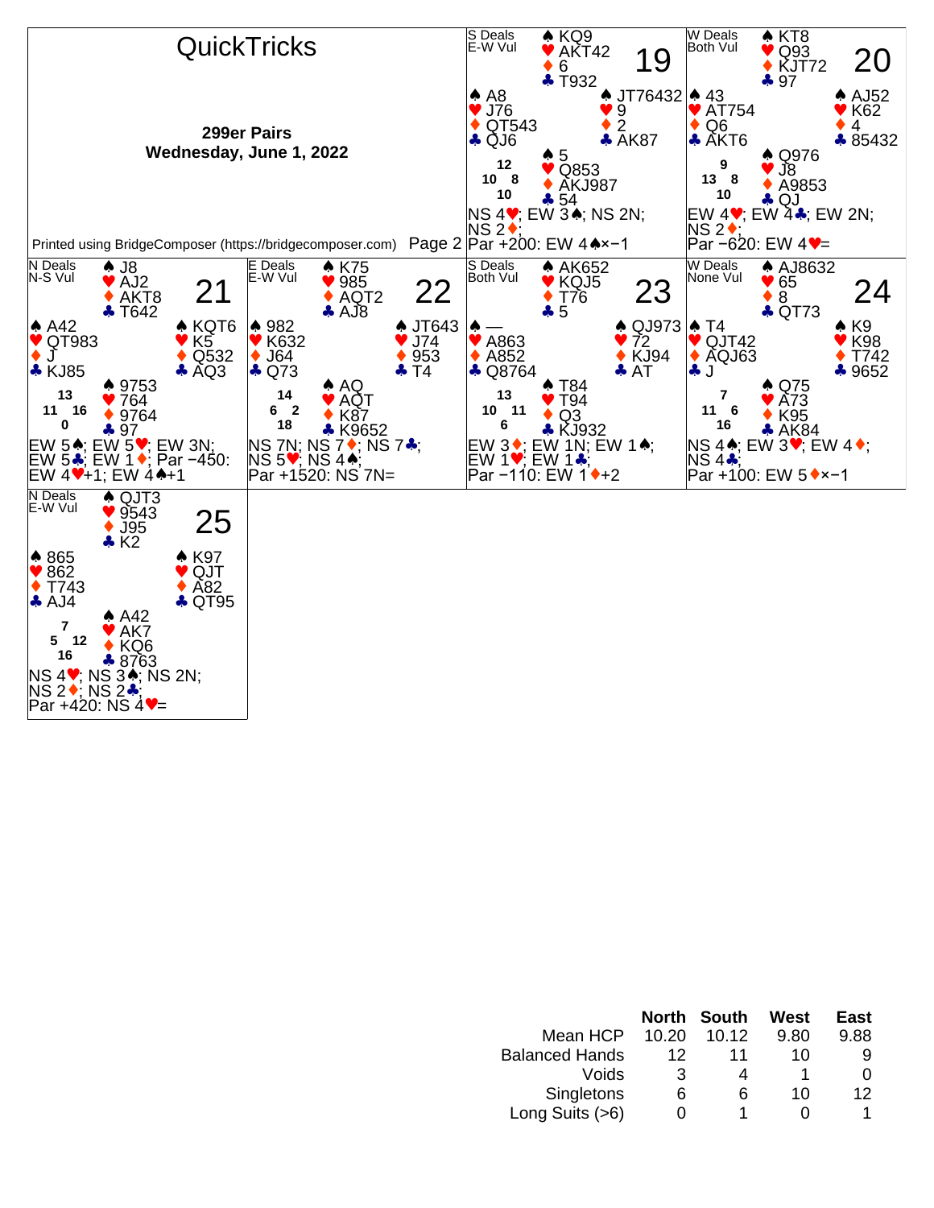# QuickTricks

**299er Pairs**
**Wednesday, June 1, 2022**

Printed using BridgeComposer (https://bridgecomposer.com)

## Board 19

S Deals, E-W Vul

North: ♠ KQ9 ♥ AKT42 ♦ 6 ♣ T932

West: ♠ A8 ♥ J76 ♦ QT543 ♣ QJ6

East: ♠ JT76432 ♥ 9 ♦ 2 ♣ AK87

South: ♠ 5 ♥ Q853 ♦ AKJ987 ♣ 54

HCP: N 12, W 10, E 8, S 10

NS 4♥; EW 3♠; NS 2N; NS 2♦;
Par +200: EW 4♠×−1

## Board 20

W Deals, Both Vul

North: ♠ KT8 ♥ Q93 ♦ KJT72 ♣ 97

West: ♠ 43 ♥ AT754 ♦ Q6 ♣ AKT6

East: ♠ AJ52 ♥ K62 ♦ 4 ♣ 85432

South: ♠ Q976 ♥ J8 ♦ A9853 ♣ QJ

HCP: N 9, W 13, E 8, S 10

EW 4♥; EW 4♣; EW 2N; NS 2♦;
Par −620: EW 4♥=

## Board 21

N Deals, N-S Vul

North: ♠ J8 ♥ AJ2 ♦ AKT8 ♣ T642

West: ♠ A42 ♥ QT983 ♦ J ♣ KJ85

East: ♠ KQT6 ♥ K5 ♦ Q532 ♣ AQ3

South: ♠ 9753 ♥ 764 ♦ 9764 ♣ 97

HCP: N 13, W 11, E 16, S 0

EW 5♠; EW 5♥; EW 3N; EW 5♣; EW 1♦; Par −450: EW 4♥+1; EW 4♠+1

## Board 22

E Deals, E-W Vul

North: ♠ K75 ♥ 985 ♦ AQT2 ♣ AJ8

West: ♠ 982 ♥ K632 ♦ J64 ♣ Q73

East: ♠ JT643 ♥ J74 ♦ 953 ♣ T4

South: ♠ AQ ♥ AQT ♦ K87 ♣ K9652

HCP: N 14, W 6, E 2, S 18

NS 7N; NS 7♦; NS 7♣; NS 5♥; NS 4♠;
Par +1520: NS 7N=

## Board 23

S Deals, Both Vul

North: ♠ AK652 ♥ KQJ5 ♦ T76 ♣ 5

West: ♠ — ♥ A863 ♦ A852 ♣ Q8764

East: ♠ QJ973 ♥ 72 ♦ KJ94 ♣ AT

South: ♠ T84 ♥ T94 ♦ Q3 ♣ KJ932

HCP: N 13, W 10, E 11, S 6

EW 3♦; EW 1N; EW 1♠; EW 1♥; EW 1♣;
Par −110: EW 1♦+2

## Board 24

W Deals, None Vul

North: ♠ AJ8632 ♥ 65 ♦ 8 ♣ QT73

West: ♠ T4 ♥ QJT42 ♦ AQJ63 ♣ J

East: ♠ K9 ♥ K98 ♦ T742 ♣ 9652

South: ♠ Q75 ♥ A73 ♦ K95 ♣ AK84

HCP: N 7, W 11, E 6, S 16

NS 4♠; EW 3♥; EW 4♦; NS 4♣;
Par +100: EW 5♦×−1

## Board 25

N Deals, E-W Vul

North: ♠ QJT3 ♥ 9543 ♦ J95 ♣ K2

West: ♠ 865 ♥ 862 ♦ T743 ♣ AJ4

East: ♠ K97 ♥ QJT ♦ A82 ♣ QT95

South: ♠ A42 ♥ AK7 ♦ KQ6 ♣ 8763

HCP: N 7, W 5, E 12, S 16

NS 4♥; NS 3♠; NS 2N; NS 2♦; NS 2♣;
Par +420: NS 4♥=

| | North | South | West | East |
|---|---|---|---|---|
| Mean HCP | 10.20 | 10.12 | 9.80 | 9.88 |
| Balanced Hands | 12 | 11 | 10 | 9 |
| Voids | 3 | 4 | 1 | 0 |
| Singletons | 6 | 6 | 10 | 12 |
| Long Suits (>6) | 0 | 1 | 0 | 1 |